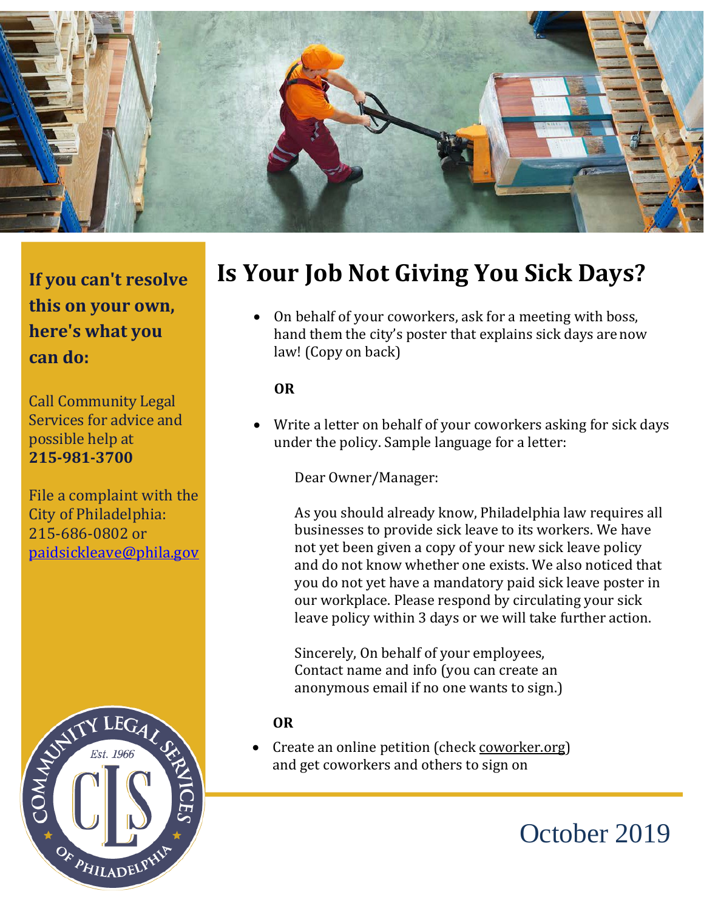# Is Your Job Not Giving You Sick Days?

- On behalf of your coworkers, ask for a meeting with boss, hand them the city's poster that explains sick days are now law! (Copy on back)

**OR**

- Write a letter on behalf of your coworkers asking for sick days under the policy. Sample language for a letter:

  Dear Owner/Manager:

  As you should already know, Philadelphia law requires all businesses to provide sick leave to its workers. We have not yet been given a copy of your new sick leave policy and do not know whether one exists. We also noticed that you do not yet have a mandatory paid sick leave poster in our workplace. Please respond by circulating your sick leave policy within 3 days or we will take further action.

  Sincerely, On behalf of your employees,
  Contact name and info (you can create an anonymous email if no one wants to sign.)

**OR**

- Create an online petition (check coworker.org) and get coworkers and others to sign on

## If you can't resolve this on your own, here's what you can do:

Call Community Legal Services for advice and possible help at **215-981-3700**

File a complaint with the City of Philadelphia: 215-686-0802 or paidsickleave@phila.gov

Community Legal Services of Philadelphia — Est. 1966

October 2019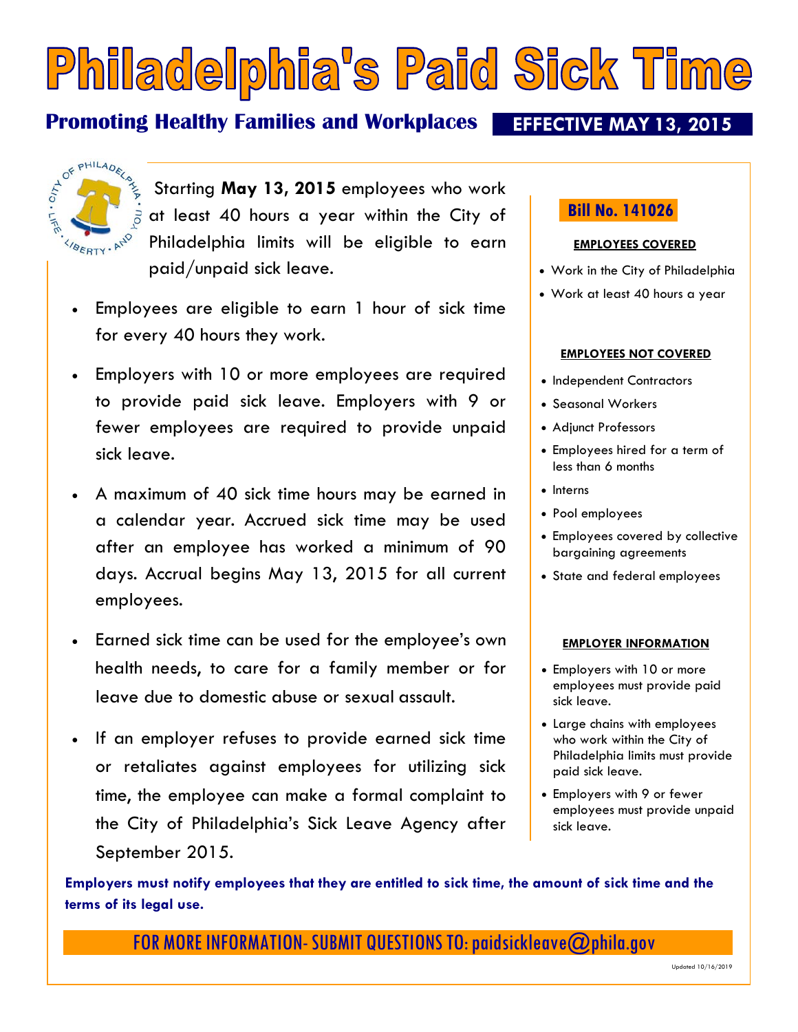# Philadelphia's Paid Sick Time

**Promoting Healthy Families and Workplaces** **EFFECTIVE MAY 13, 2015**

Starting **May 13, 2015** employees who work at least 40 hours a year within the City of Philadelphia limits will be eligible to earn paid/unpaid sick leave.

- Employees are eligible to earn 1 hour of sick time for every 40 hours they work.
- Employers with 10 or more employees are required to provide paid sick leave. Employers with 9 or fewer employees are required to provide unpaid sick leave.
- A maximum of 40 sick time hours may be earned in a calendar year. Accrued sick time may be used after an employee has worked a minimum of 90 days. Accrual begins May 13, 2015 for all current employees.
- Earned sick time can be used for the employee's own health needs, to care for a family member or for leave due to domestic abuse or sexual assault.
- If an employer refuses to provide earned sick time or retaliates against employees for utilizing sick time, the employee can make a formal complaint to the City of Philadelphia's Sick Leave Agency after September 2015.

**Bill No. 141026**

**EMPLOYEES COVERED**

- Work in the City of Philadelphia
- Work at least 40 hours a year

**EMPLOYEES NOT COVERED**

- Independent Contractors
- Seasonal Workers
- Adjunct Professors
- Employees hired for a term of less than 6 months
- Interns
- Pool employees
- Employees covered by collective bargaining agreements
- State and federal employees

**EMPLOYER INFORMATION**

- Employers with 10 or more employees must provide paid sick leave.
- Large chains with employees who work within the City of Philadelphia limits must provide paid sick leave.
- Employers with 9 or fewer employees must provide unpaid sick leave.

**Employers must notify employees that they are entitled to sick time, the amount of sick time and the terms of its legal use.**

FOR MORE INFORMATION- SUBMIT QUESTIONS TO: paidsickleave@phila.gov

Updated 10/16/2019